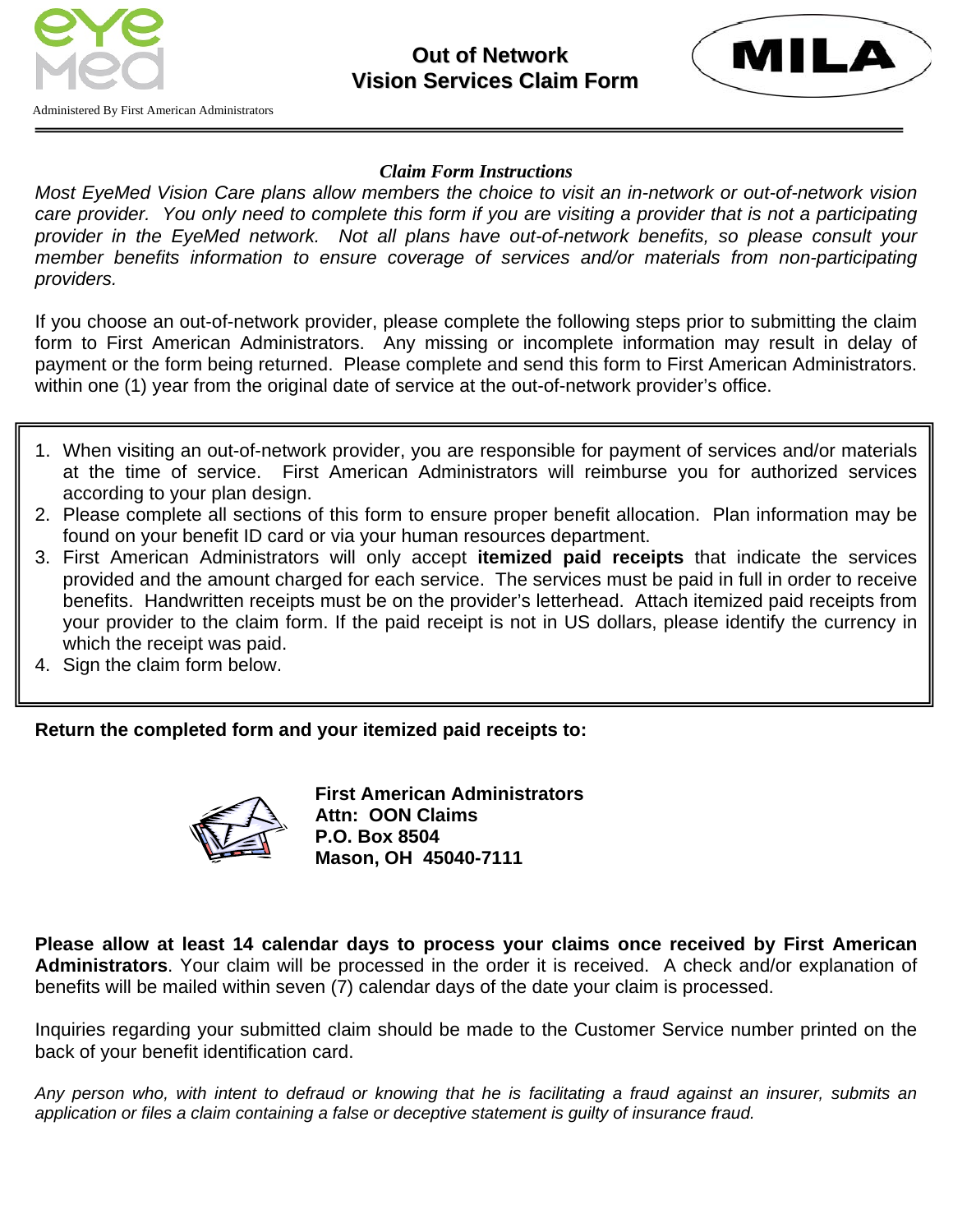eyemed

Administered By First American Administrators

# Out of Network Vision Services Claim Form

MILA

***Claim Form Instructions***

*Most EyeMed Vision Care plans allow members the choice to visit an in-network or out-of-network vision care provider. You only need to complete this form if you are visiting a provider that is not a participating provider in the EyeMed network. Not all plans have out-of-network benefits, so please consult your member benefits information to ensure coverage of services and/or materials from non-participating providers.*

If you choose an out-of-network provider, please complete the following steps prior to submitting the claim form to First American Administrators. Any missing or incomplete information may result in delay of payment or the form being returned. Please complete and send this form to First American Administrators. within one (1) year from the original date of service at the out-of-network provider's office.

1. When visiting an out-of-network provider, you are responsible for payment of services and/or materials at the time of service. First American Administrators will reimburse you for authorized services according to your plan design.
2. Please complete all sections of this form to ensure proper benefit allocation. Plan information may be found on your benefit ID card or via your human resources department.
3. First American Administrators will only accept **itemized paid receipts** that indicate the services provided and the amount charged for each service. The services must be paid in full in order to receive benefits. Handwritten receipts must be on the provider's letterhead. Attach itemized paid receipts from your provider to the claim form. If the paid receipt is not in US dollars, please identify the currency in which the receipt was paid.
4. Sign the claim form below.

**Return the completed form and your itemized paid receipts to:**

**First American Administrators**
**Attn: OON Claims**
**P.O. Box 8504**
**Mason, OH 45040-7111**

**Please allow at least 14 calendar days to process your claims once received by First American Administrators**. Your claim will be processed in the order it is received. A check and/or explanation of benefits will be mailed within seven (7) calendar days of the date your claim is processed.

Inquiries regarding your submitted claim should be made to the Customer Service number printed on the back of your benefit identification card.

*Any person who, with intent to defraud or knowing that he is facilitating a fraud against an insurer, submits an application or files a claim containing a false or deceptive statement is guilty of insurance fraud.*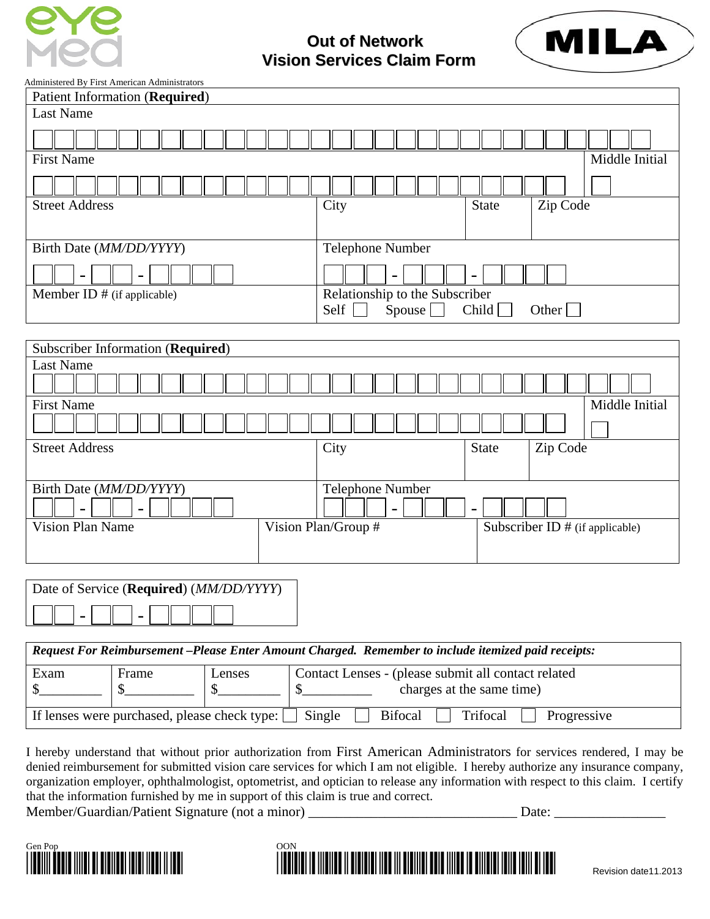# Out of Network Vision Services Claim Form

Administered By First American Administrators

## Patient Information (**Required**)

| Patient Information (**Required**) | | | |
|---|---|---|---|
| Last Name | | | |
| First Name | | | Middle Initial |
| Street Address | City | State | Zip Code |
| Birth Date (*MM/DD/YYYY*) ___ - ___ - ___ | Telephone Number ___ - ___ - ___ | | |
| Member ID # (if applicable) | Relationship to the Subscriber: Self ☐ Spouse ☐ Child ☐ Other ☐ | | |

## Subscriber Information (**Required**)

| Subscriber Information (**Required**) | | | |
|---|---|---|---|
| Last Name | | | |
| First Name | | | Middle Initial |
| Street Address | City | State | Zip Code |
| Birth Date (*MM/DD/YYYY*) ___ - ___ - ___ | Telephone Number ___ - ___ - ___ | | |
| Vision Plan Name | Vision Plan/Group # | Subscriber ID # (if applicable) | |

Date of Service (**Required**) (*MM/DD/YYYY*) ___ - ___ - ___

***Request For Reimbursement –Please Enter Amount Charged. Remember to include itemized paid receipts:***

| Exam | Frame | Lenses | Contact Lenses - (please submit all contact related charges at the same time) |
|---|---|---|---|
| $_________ | $__________ | $_________ | $__________ |

If lenses were purchased, please check type: ☐ Single ☐ Bifocal ☐ Trifocal ☐ Progressive

I hereby understand that without prior authorization from First American Administrators for services rendered, I may be denied reimbursement for submitted vision care services for which I am not eligible. I hereby authorize any insurance company, organization employer, ophthalmologist, optometrist, and optician to release any information with respect to this claim. I certify that the information furnished by me in support of this claim is true and correct.

Member/Guardian/Patient Signature (not a minor) ______________________________ Date: ________________

Gen Pop

OON

Revision date11.2013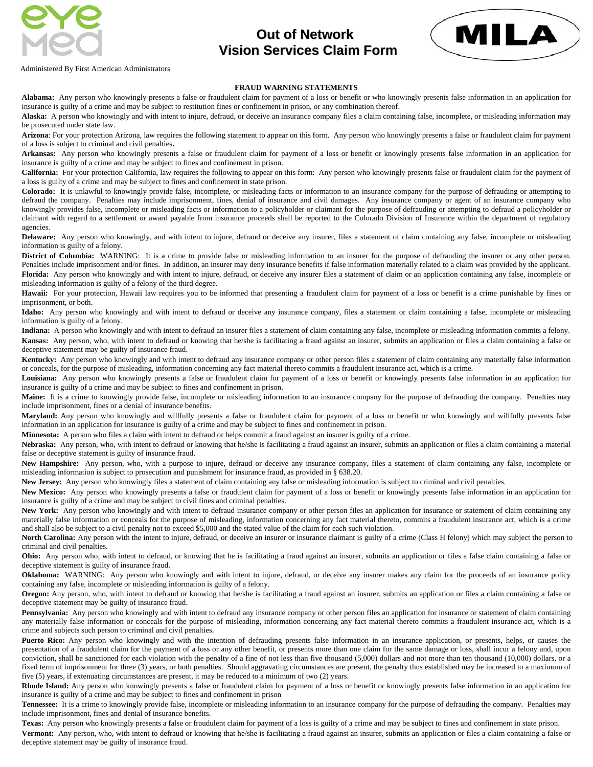# Out of Network Vision Services Claim Form

Administered By First American Administrators

### FRAUD WARNING STATEMENTS

**Alabama:** Any person who knowingly presents a false or fraudulent claim for payment of a loss or benefit or who knowingly presents false information in an application for insurance is guilty of a crime and may be subject to restitution fines or confinement in prison, or any combination thereof.

**Alaska:** A person who knowingly and with intent to injure, defraud, or deceive an insurance company files a claim containing false, incomplete, or misleading information may be prosecuted under state law.

**Arizona**: For your protection Arizona, law requires the following statement to appear on this form. Any person who knowingly presents a false or fraudulent claim for payment of a loss is subject to criminal and civil penalties**.**

**Arkansas:** Any person who knowingly presents a false or fraudulent claim for payment of a loss or benefit or knowingly presents false information in an application for insurance is guilty of a crime and may be subject to fines and confinement in prison.

**California:** For your protection California, law requires the following to appear on this form: Any person who knowingly presents false or fraudulent claim for the payment of a loss is guilty of a crime and may be subject to fines and confinement in state prison.

**Colorado:** It is unlawful to knowingly provide false, incomplete, or misleading facts or information to an insurance company for the purpose of defrauding or attempting to defraud the company. Penalties may include imprisonment, fines, denial of insurance and civil damages. Any insurance company or agent of an insurance company who knowingly provides false, incomplete or misleading facts or information to a policyholder or claimant for the purpose of defrauding or attempting to defraud a policyholder or claimant with regard to a settlement or award payable from insurance proceeds shall be reported to the Colorado Division of Insurance within the department of regulatory agencies.

**Delaware:** Any person who knowingly, and with intent to injure, defraud or deceive any insurer, files a statement of claim containing any false, incomplete or misleading information is guilty of a felony.

**District of Columbia:** WARNING: It is a crime to provide false or misleading information to an insurer for the purpose of defrauding the insurer or any other person. Penalties include imprisonment and/or fines. In addition, an insurer may deny insurance benefits if false information materially related to a claim was provided by the applicant.

**Florida:** Any person who knowingly and with intent to injure, defraud, or deceive any insurer files a statement of claim or an application containing any false, incomplete or misleading information is guilty of a felony of the third degree.

**Hawaii:** For your protection, Hawaii law requires you to be informed that presenting a fraudulent claim for payment of a loss or benefit is a crime punishable by fines or imprisonment, or both.

**Idaho:** Any person who knowingly and with intent to defraud or deceive any insurance company, files a statement or claim containing a false, incomplete or misleading information is guilty of a felony.

**Indiana:** A person who knowingly and with intent to defraud an insurer files a statement of claim containing any false, incomplete or misleading information commits a felony.

**Kansas:** Any person, who, with intent to defraud or knowing that he/she is facilitating a fraud against an insurer, submits an application or files a claim containing a false or deceptive statement may be guilty of insurance fraud.

**Kentucky:** Any person who knowingly and with intent to defraud any insurance company or other person files a statement of claim containing any materially false information or conceals, for the purpose of misleading, information concerning any fact material thereto commits a fraudulent insurance act, which is a crime.

**Louisiana:** Any person who knowingly presents a false or fraudulent claim for payment of a loss or benefit or knowingly presents false information in an application for insurance is guilty of a crime and may be subject to fines and confinement in prison.

**Maine:** It is a crime to knowingly provide false, incomplete or misleading information to an insurance company for the purpose of defrauding the company. Penalties may include imprisonment, fines or a denial of insurance benefits.

**Maryland:** Any person who knowingly and willfully presents a false or fraudulent claim for payment of a loss or benefit or who knowingly and willfully presents false information in an application for insurance is guilty of a crime and may be subject to fines and confinement in prison.

**Minnesota:** A person who files a claim with intent to defraud or helps commit a fraud against an insurer is guilty of a crime.

**Nebraska:** Any person, who, with intent to defraud or knowing that he/she is facilitating a fraud against an insurer, submits an application or files a claim containing a material false or deceptive statement is guilty of insurance fraud.

**New Hampshire:** Any person, who, with a purpose to injure, defraud or deceive any insurance company, files a statement of claim containing any false, incomplete or misleading information is subject to prosecution and punishment for insurance fraud, as provided in § 638.20.

**New Jersey:** Any person who knowingly files a statement of claim containing any false or misleading information is subject to criminal and civil penalties.

**New Mexico:** Any person who knowingly presents a false or fraudulent claim for payment of a loss or benefit or knowingly presents false information in an application for insurance is guilty of a crime and may be subject to civil fines and criminal penalties.

**New York:** Any person who knowingly and with intent to defraud insurance company or other person files an application for insurance or statement of claim containing any materially false information or conceals for the purpose of misleading, information concerning any fact material thereto, commits a fraudulent insurance act, which is a crime and shall also be subject to a civil penalty not to exceed $5,000 and the stated value of the claim for each such violation.

**North Carolina:** Any person with the intent to injure, defraud, or deceive an insurer or insurance claimant is guilty of a crime (Class H felony) which may subject the person to criminal and civil penalties.

**Ohio:** Any person who, with intent to defraud, or knowing that he is facilitating a fraud against an insurer, submits an application or files a false claim containing a false or deceptive statement is guilty of insurance fraud.

**Oklahoma:** WARNING: Any person who knowingly and with intent to injure, defraud, or deceive any insurer makes any claim for the proceeds of an insurance policy containing any false, incomplete or misleading information is guilty of a felony.

**Oregon:** Any person, who, with intent to defraud or knowing that he/she is facilitating a fraud against an insurer, submits an application or files a claim containing a false or deceptive statement may be guilty of insurance fraud.

**Pennsylvania:** Any person who knowingly and with intent to defraud any insurance company or other person files an application for insurance or statement of claim containing any materially false information or conceals for the purpose of misleading, information concerning any fact material thereto commits a fraudulent insurance act, which is a crime and subjects such person to criminal and civil penalties.

**Puerto Rico:** Any person who knowingly and with the intention of defrauding presents false information in an insurance application, or presents, helps, or causes the presentation of a fraudulent claim for the payment of a loss or any other benefit, or presents more than one claim for the same damage or loss, shall incur a felony and, upon conviction, shall be sanctioned for each violation with the penalty of a fine of not less than five thousand (5,000) dollars and not more than ten thousand (10,000) dollars, or a fixed term of imprisonment for three (3) years, or both penalties. Should aggravating circumstances are present, the penalty thus established may be increased to a maximum of five (5) years, if extenuating circumstances are present, it may be reduced to a minimum of two (2) years.

**Rhode Island:** Any person who knowingly presents a false or fraudulent claim for payment of a loss or benefit or knowingly presents false information in an application for insurance is guilty of a crime and may be subject to fines and confinement in prison

**Tennessee:** It is a crime to knowingly provide false, incomplete or misleading information to an insurance company for the purpose of defrauding the company. Penalties may include imprisonment, fines and denial of insurance benefits.

**Texas:** Any person who knowingly presents a false or fraudulent claim for payment of a loss is guilty of a crime and may be subject to fines and confinement in state prison.

**Vermont:** Any person, who, with intent to defraud or knowing that he/she is facilitating a fraud against an insurer, submits an application or files a claim containing a false or deceptive statement may be guilty of insurance fraud.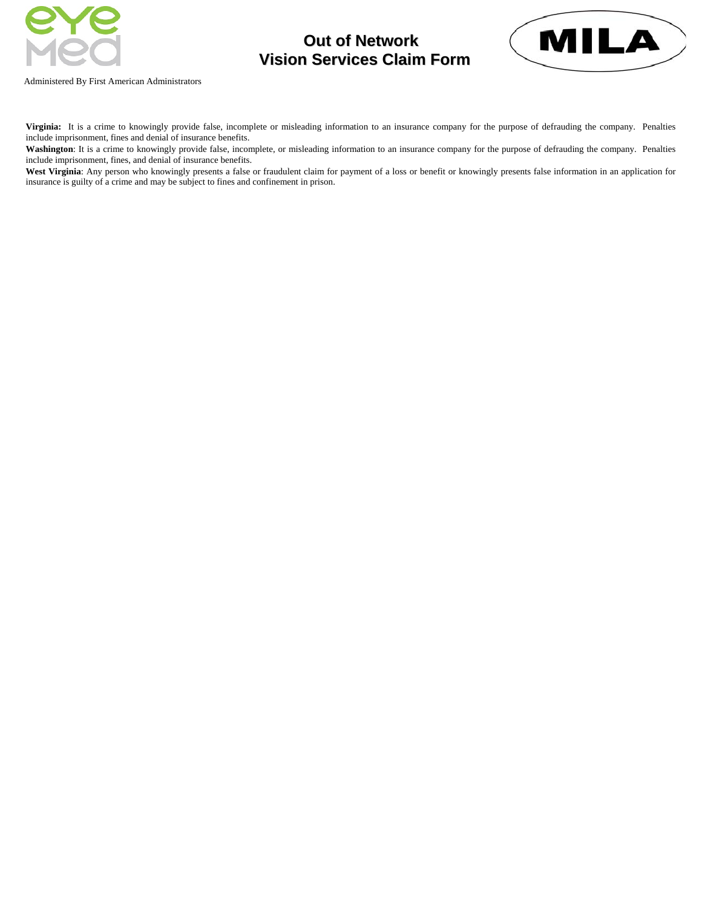# Out of Network Vision Services Claim Form

Administered By First American Administrators

**Virginia:** It is a crime to knowingly provide false, incomplete or misleading information to an insurance company for the purpose of defrauding the company. Penalties include imprisonment, fines and denial of insurance benefits.

**Washington**: It is a crime to knowingly provide false, incomplete, or misleading information to an insurance company for the purpose of defrauding the company. Penalties include imprisonment, fines, and denial of insurance benefits.

**West Virginia**: Any person who knowingly presents a false or fraudulent claim for payment of a loss or benefit or knowingly presents false information in an application for insurance is guilty of a crime and may be subject to fines and confinement in prison.